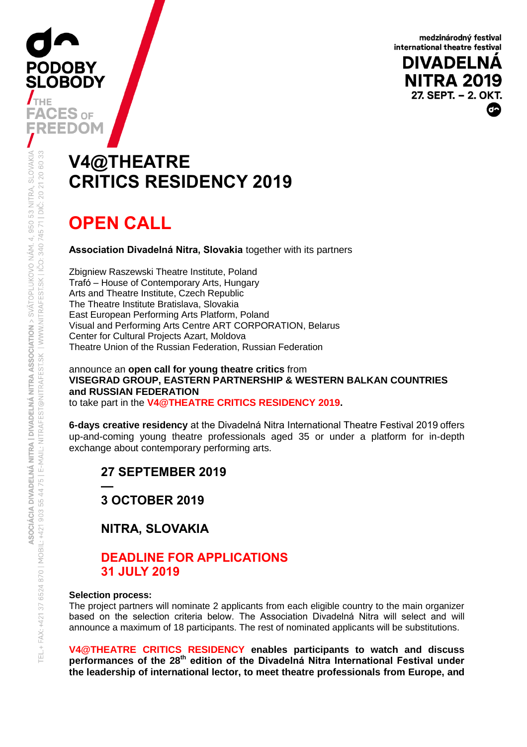PODOBY SLOBODY / THE FACES OF FREEDOM

medzinárodný festival
international theatre festival
**DIVADELNÁ NITRA 2019**
**27. SEPT. – 2. OKT.**

# V4@THEATRE CRITICS RESIDENCY 2019

# OPEN CALL

**Association Divadelná Nitra, Slovakia** together with its partners

Zbigniew Raszewski Theatre Institute, Poland
Trafó – House of Contemporary Arts, Hungary
Arts and Theatre Institute, Czech Republic
The Theatre Institute Bratislava, Slovakia
East European Performing Arts Platform, Poland
Visual and Performing Arts Centre ART CORPORATION, Belarus
Center for Cultural Projects Azart, Moldova
Theatre Union of the Russian Federation, Russian Federation

announce an **open call for young theatre critics** from
**VISEGRAD GROUP, EASTERN PARTNERSHIP & WESTERN BALKAN COUNTRIES and RUSSIAN FEDERATION**
to take part in the **V4@THEATRE CRITICS RESIDENCY 2019.**

**6-days creative residency** at the Divadelná Nitra International Theatre Festival 2019 offers up-and-coming young theatre professionals aged 35 or under a platform for in-depth exchange about contemporary performing arts.

## 27 SEPTEMBER 2019
## —
## 3 OCTOBER 2019

## NITRA, SLOVAKIA

## DEADLINE FOR APPLICATIONS 31 JULY 2019

**Selection process:**
The project partners will nominate 2 applicants from each eligible country to the main organizer based on the selection criteria below. The Association Divadelná Nitra will select and will announce a maximum of 18 participants. The rest of nominated applicants will be substitutions.

**V4@THEATRE CRITICS RESIDENCY enables participants to watch and discuss performances of the 28th edition of the Divadelná Nitra International Festival under the leadership of international lector, to meet theatre professionals from Europe, and**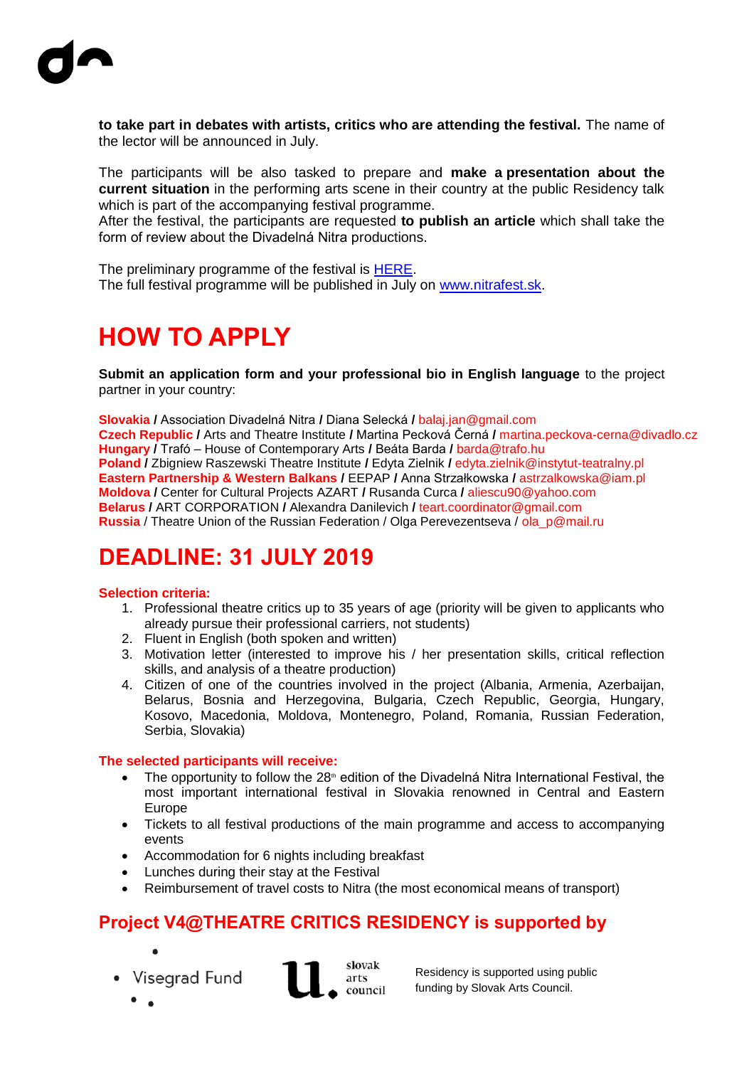**to take part in debates with artists, critics who are attending the festival.** The name of the lector will be announced in July.

The participants will be also tasked to prepare and **make a presentation about the current situation** in the performing arts scene in their country at the public Residency talk which is part of the accompanying festival programme.
After the festival, the participants are requested **to publish an article** which shall take the form of review about the Divadelná Nitra productions.

The preliminary programme of the festival is HERE.
The full festival programme will be published in July on www.nitrafest.sk.

# HOW TO APPLY

**Submit an application form and your professional bio in English language** to the project partner in your country:

**Slovakia /** Association Divadelná Nitra **/** Diana Selecká **/** balaj.jan@gmail.com
**Czech Republic /** Arts and Theatre Institute **/** Martina Pecková Černá **/** martina.peckova-cerna@divadlo.cz
**Hungary /** Trafó – House of Contemporary Arts **/** Beáta Barda **/** barda@trafo.hu
**Poland /** Zbigniew Raszewski Theatre Institute **/** Edyta Zielnik **/** edyta.zielnik@instytut-teatralny.pl
**Eastern Partnership & Western Balkans /** EEPAP **/** Anna Strzałkowska **/** astrzalkowska@iam.pl
**Moldova /** Center for Cultural Projects AZART **/** Rusanda Curca **/** aliescu90@yahoo.com
**Belarus /** ART CORPORATION **/** Alexandra Danilevich **/** teart.coordinator@gmail.com
**Russia** / Theatre Union of the Russian Federation / Olga Perevezentseva / ola_p@mail.ru

# DEADLINE: 31 JULY 2019

**Selection criteria:**

1. Professional theatre critics up to 35 years of age (priority will be given to applicants who already pursue their professional carriers, not students)
2. Fluent in English (both spoken and written)
3. Motivation letter (interested to improve his / her presentation skills, critical reflection skills, and analysis of a theatre production)
4. Citizen of one of the countries involved in the project (Albania, Armenia, Azerbaijan, Belarus, Bosnia and Herzegovina, Bulgaria, Czech Republic, Georgia, Hungary, Kosovo, Macedonia, Moldova, Montenegro, Poland, Romania, Russian Federation, Serbia, Slovakia)

**The selected participants will receive:**

- The opportunity to follow the 28th edition of the Divadelná Nitra International Festival, the most important international festival in Slovakia renowned in Central and Eastern Europe
- Tickets to all festival productions of the main programme and access to accompanying events
- Accommodation for 6 nights including breakfast
- Lunches during their stay at the Festival
- Reimbursement of travel costs to Nitra (the most economical means of transport)

## Project V4@THEATRE CRITICS RESIDENCY is supported by

Visegrad Fund

slovak arts council

Residency is supported using public funding by Slovak Arts Council.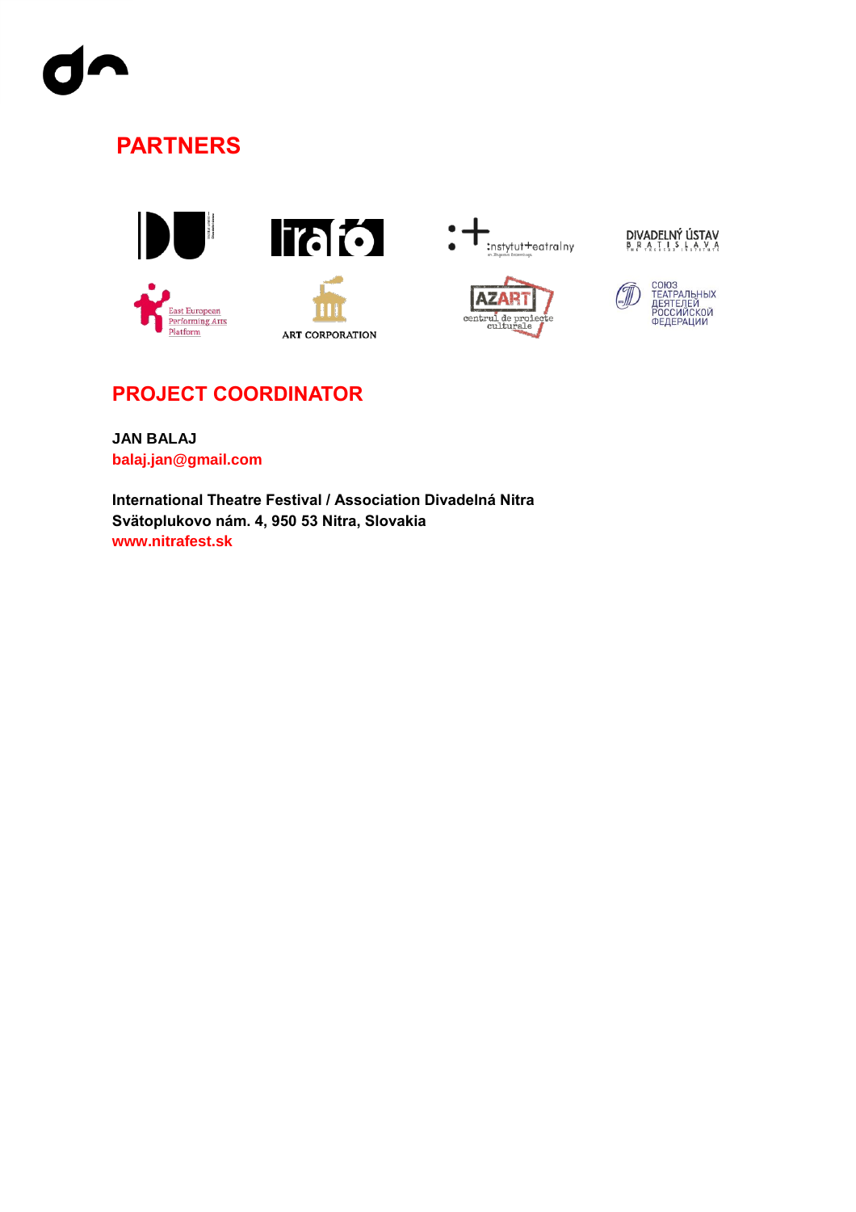## PARTNERS

## PROJECT COORDINATOR

**JAN BALAJ**
**balaj.jan@gmail.com**

**International Theatre Festival / Association Divadelná Nitra**
**Svätoplukovo nám. 4, 950 53 Nitra, Slovakia**
**www.nitrafest.sk**